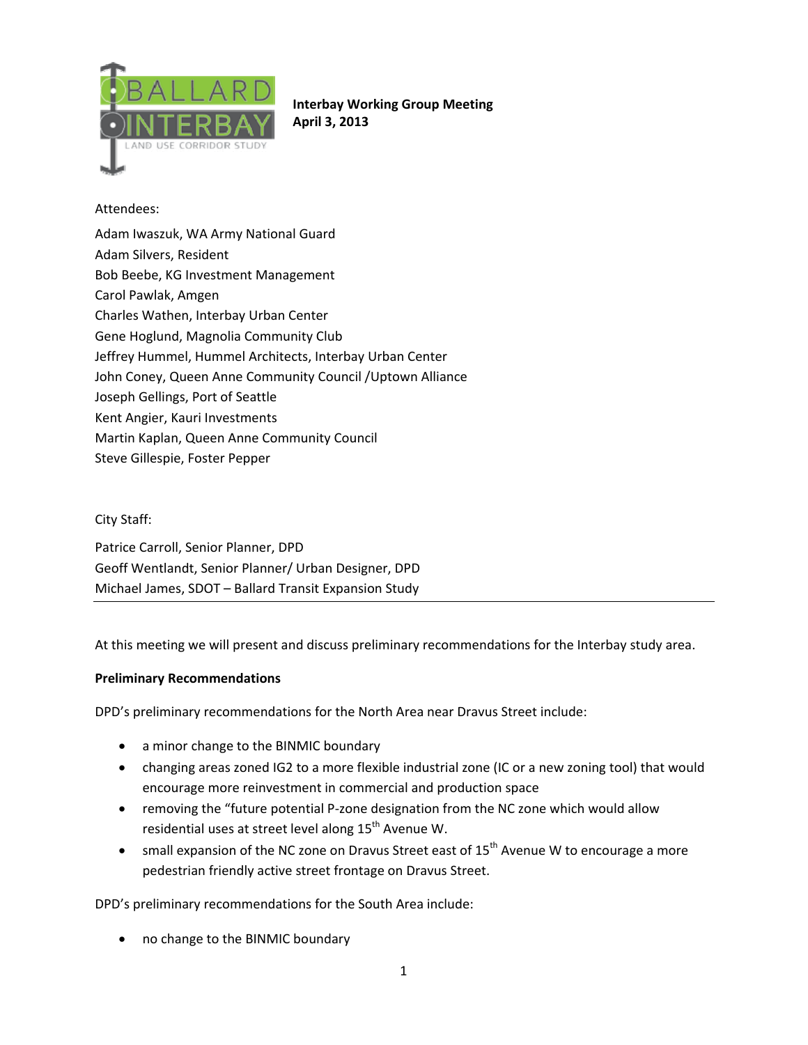**Interbay Working Group Meeting**
**April 3, 2013**

Attendees:

Adam Iwaszuk, WA Army National Guard
Adam Silvers, Resident
Bob Beebe, KG Investment Management
Carol Pawlak, Amgen
Charles Wathen, Interbay Urban Center
Gene Hoglund, Magnolia Community Club
Jeffrey Hummel, Hummel Architects, Interbay Urban Center
John Coney, Queen Anne Community Council /Uptown Alliance
Joseph Gellings, Port of Seattle
Kent Angier, Kauri Investments
Martin Kaplan, Queen Anne Community Council
Steve Gillespie, Foster Pepper

City Staff:

Patrice Carroll, Senior Planner, DPD
Geoff Wentlandt, Senior Planner/ Urban Designer, DPD
Michael James, SDOT – Ballard Transit Expansion Study

---

At this meeting we will present and discuss preliminary recommendations for the Interbay study area.

**Preliminary Recommendations**

DPD's preliminary recommendations for the North Area near Dravus Street include:

- a minor change to the BINMIC boundary
- changing areas zoned IG2 to a more flexible industrial zone (IC or a new zoning tool) that would encourage more reinvestment in commercial and production space
- removing the "future potential P-zone designation from the NC zone which would allow residential uses at street level along 15th Avenue W.
- small expansion of the NC zone on Dravus Street east of 15th Avenue W to encourage a more pedestrian friendly active street frontage on Dravus Street.

DPD's preliminary recommendations for the South Area include:

- no change to the BINMIC boundary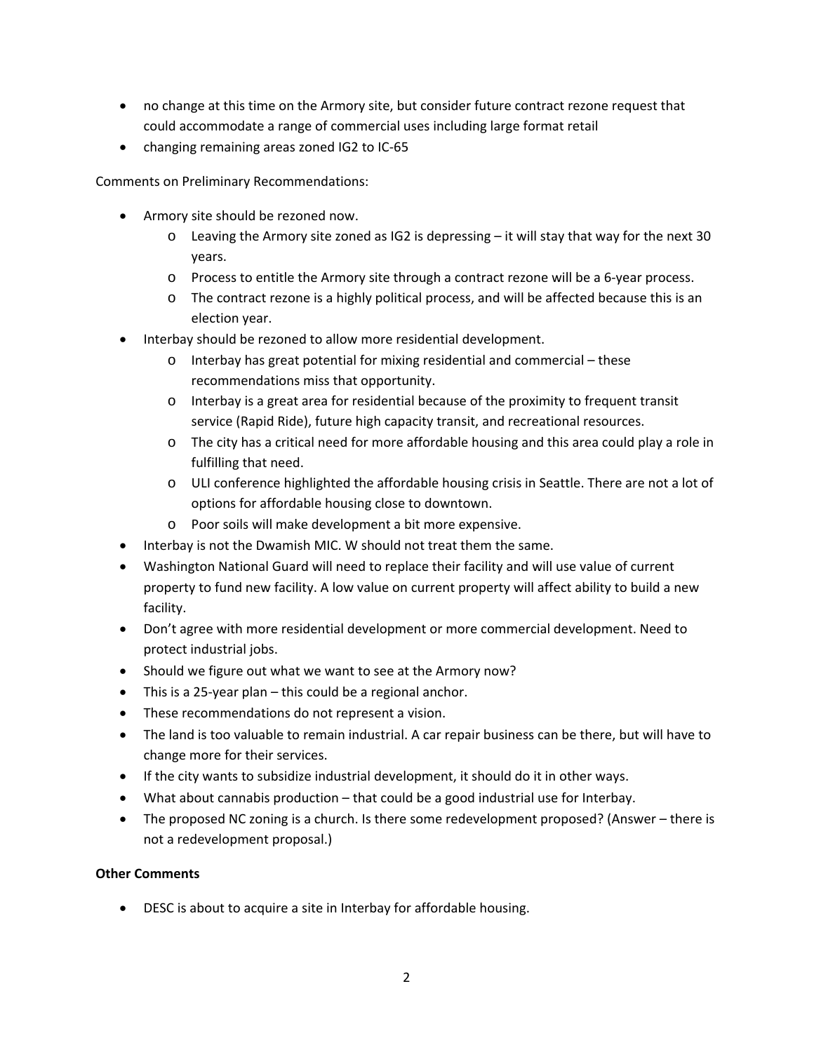- no change at this time on the Armory site, but consider future contract rezone request that could accommodate a range of commercial uses including large format retail
- changing remaining areas zoned IG2 to IC-65

Comments on Preliminary Recommendations:

- Armory site should be rezoned now.
  - Leaving the Armory site zoned as IG2 is depressing – it will stay that way for the next 30 years.
  - Process to entitle the Armory site through a contract rezone will be a 6-year process.
  - The contract rezone is a highly political process, and will be affected because this is an election year.
- Interbay should be rezoned to allow more residential development.
  - Interbay has great potential for mixing residential and commercial – these recommendations miss that opportunity.
  - Interbay is a great area for residential because of the proximity to frequent transit service (Rapid Ride), future high capacity transit, and recreational resources.
  - The city has a critical need for more affordable housing and this area could play a role in fulfilling that need.
  - ULI conference highlighted the affordable housing crisis in Seattle. There are not a lot of options for affordable housing close to downtown.
  - Poor soils will make development a bit more expensive.
- Interbay is not the Dwamish MIC. W should not treat them the same.
- Washington National Guard will need to replace their facility and will use value of current property to fund new facility. A low value on current property will affect ability to build a new facility.
- Don't agree with more residential development or more commercial development. Need to protect industrial jobs.
- Should we figure out what we want to see at the Armory now?
- This is a 25-year plan – this could be a regional anchor.
- These recommendations do not represent a vision.
- The land is too valuable to remain industrial. A car repair business can be there, but will have to change more for their services.
- If the city wants to subsidize industrial development, it should do it in other ways.
- What about cannabis production – that could be a good industrial use for Interbay.
- The proposed NC zoning is a church. Is there some redevelopment proposed? (Answer – there is not a redevelopment proposal.)

**Other Comments**

- DESC is about to acquire a site in Interbay for affordable housing.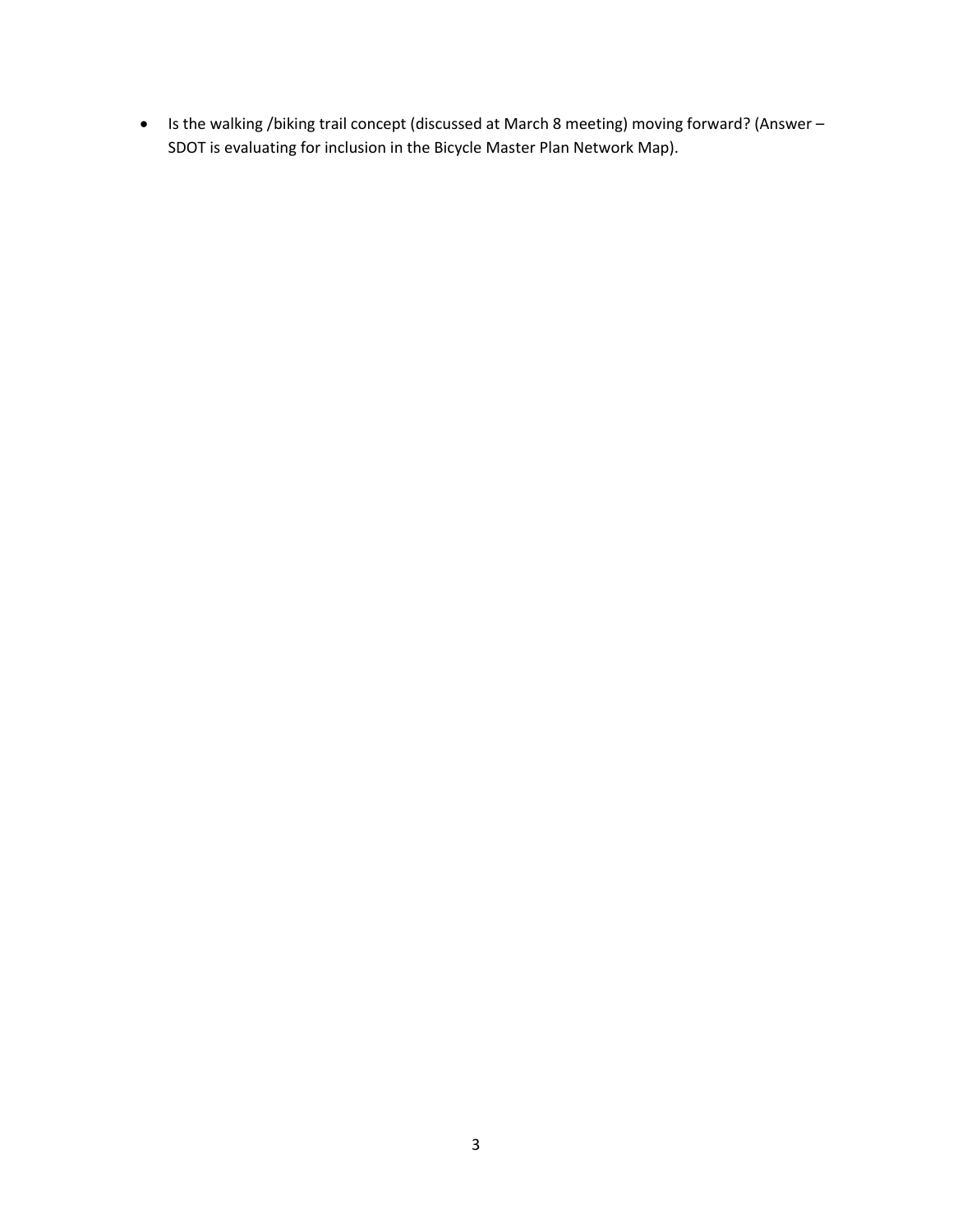- Is the walking /biking trail concept (discussed at March 8 meeting) moving forward? (Answer – SDOT is evaluating for inclusion in the Bicycle Master Plan Network Map).